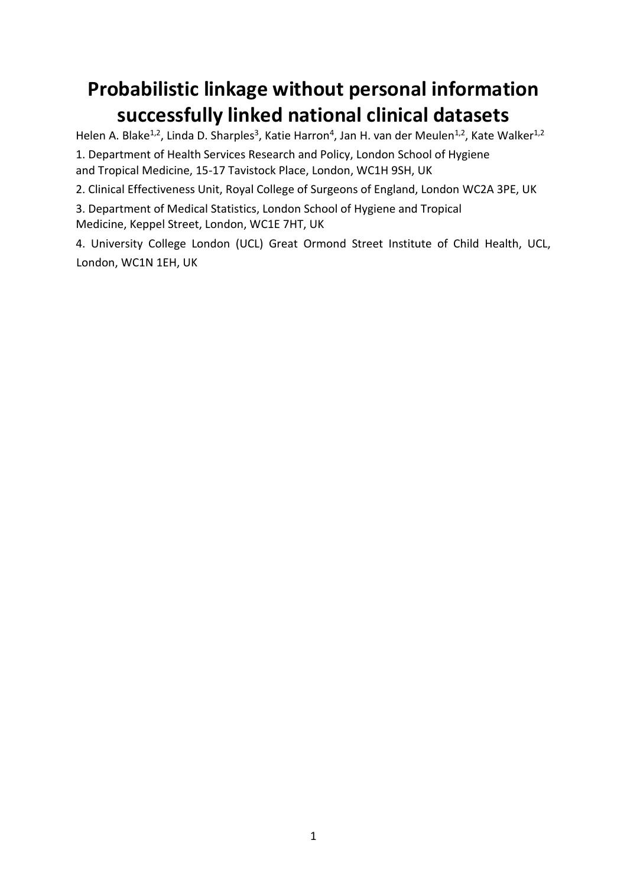# Probabilistic linkage without personal information successfully linked national clinical datasets

Helen A. Blake[1,2], Linda D. Sharples[3], Katie Harron[4], Jan H. van der Meulen[1,2], Kate Walker[1,2]

1. Department of Health Services Research and Policy, London School of Hygiene and Tropical Medicine, 15-17 Tavistock Place, London, WC1H 9SH, UK

2. Clinical Effectiveness Unit, Royal College of Surgeons of England, London WC2A 3PE, UK

3. Department of Medical Statistics, London School of Hygiene and Tropical Medicine, Keppel Street, London, WC1E 7HT, UK

4. University College London (UCL) Great Ormond Street Institute of Child Health, UCL, London, WC1N 1EH, UK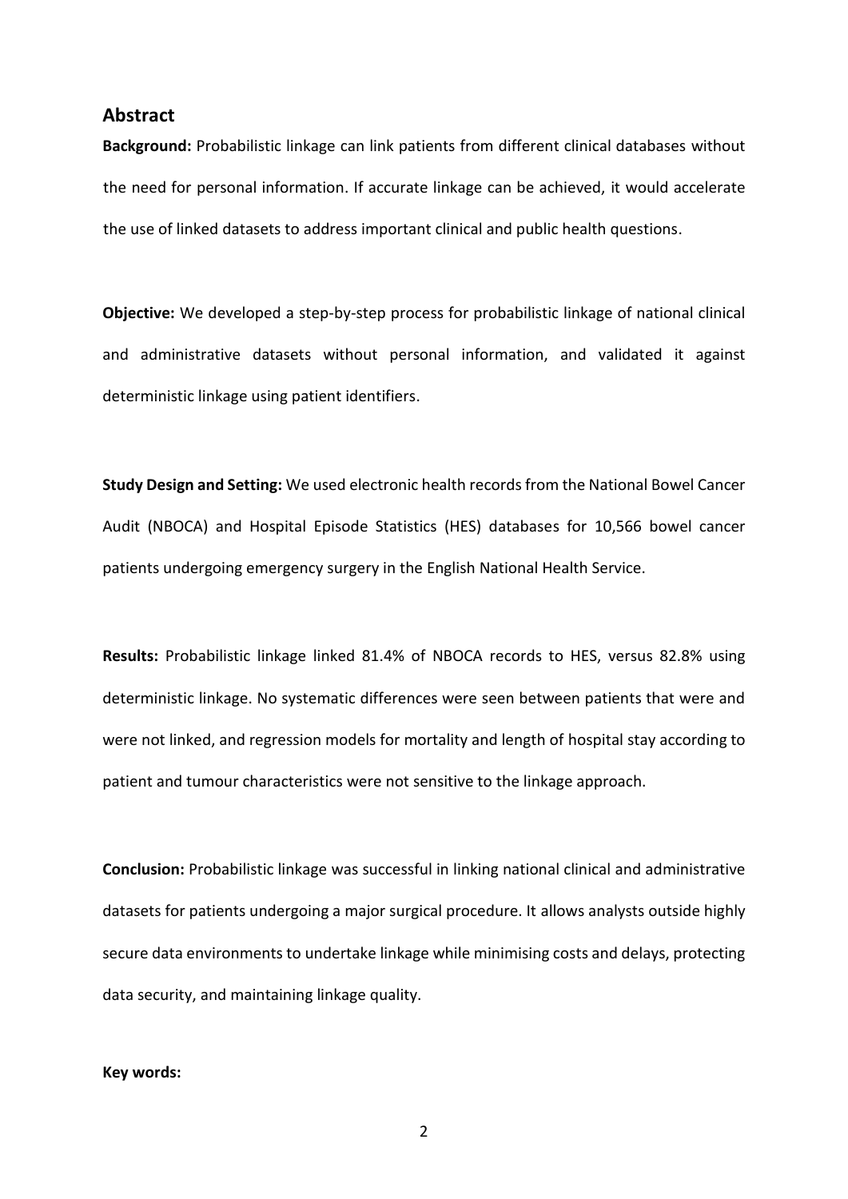## Abstract

**Background:** Probabilistic linkage can link patients from different clinical databases without the need for personal information. If accurate linkage can be achieved, it would accelerate the use of linked datasets to address important clinical and public health questions.

**Objective:** We developed a step-by-step process for probabilistic linkage of national clinical and administrative datasets without personal information, and validated it against deterministic linkage using patient identifiers.

**Study Design and Setting:** We used electronic health records from the National Bowel Cancer Audit (NBOCA) and Hospital Episode Statistics (HES) databases for 10,566 bowel cancer patients undergoing emergency surgery in the English National Health Service.

**Results:** Probabilistic linkage linked 81.4% of NBOCA records to HES, versus 82.8% using deterministic linkage. No systematic differences were seen between patients that were and were not linked, and regression models for mortality and length of hospital stay according to patient and tumour characteristics were not sensitive to the linkage approach.

**Conclusion:** Probabilistic linkage was successful in linking national clinical and administrative datasets for patients undergoing a major surgical procedure. It allows analysts outside highly secure data environments to undertake linkage while minimising costs and delays, protecting data security, and maintaining linkage quality.

**Key words:**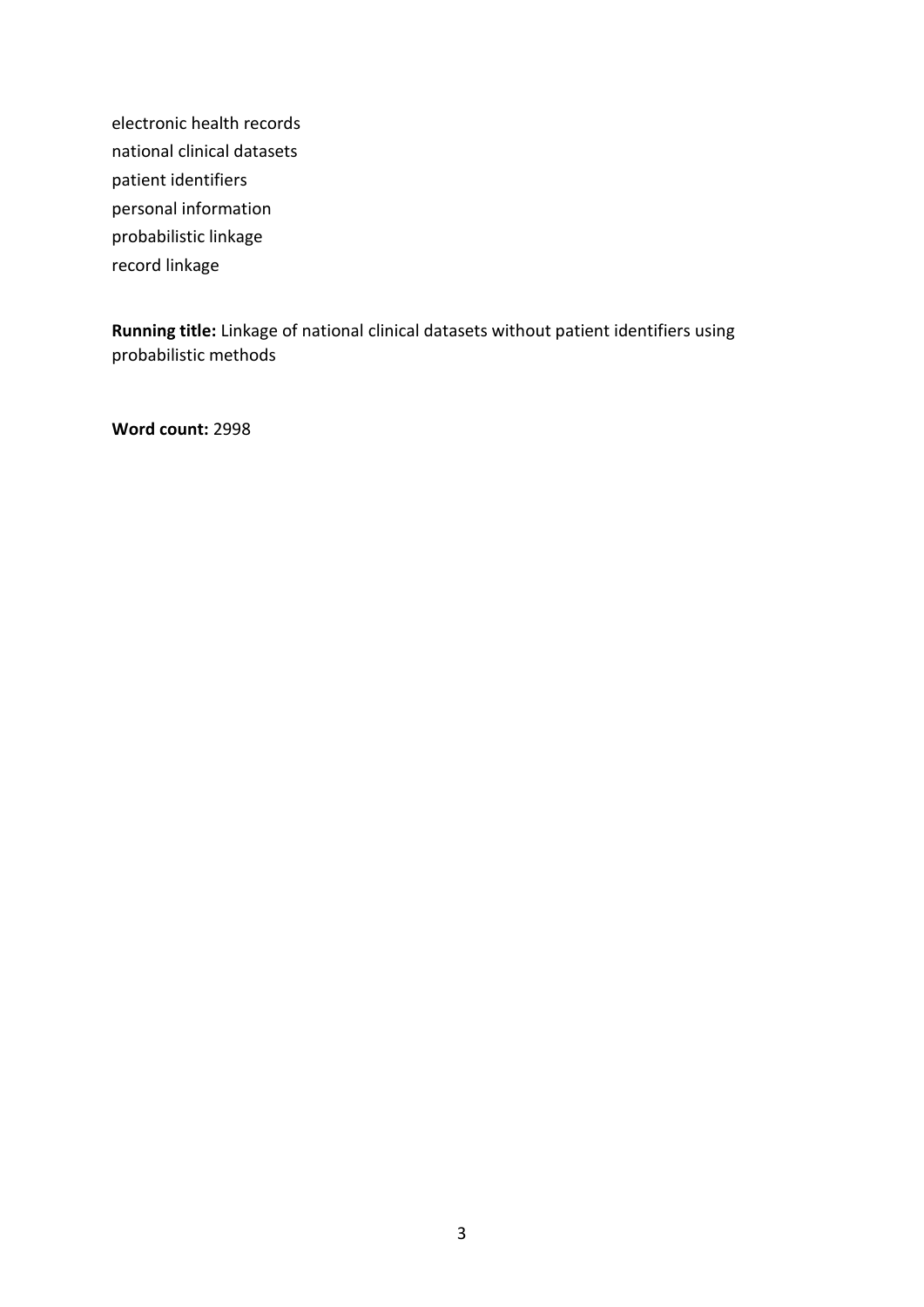electronic health records
national clinical datasets
patient identifiers
personal information
probabilistic linkage
record linkage

**Running title:** Linkage of national clinical datasets without patient identifiers using probabilistic methods

**Word count:** 2998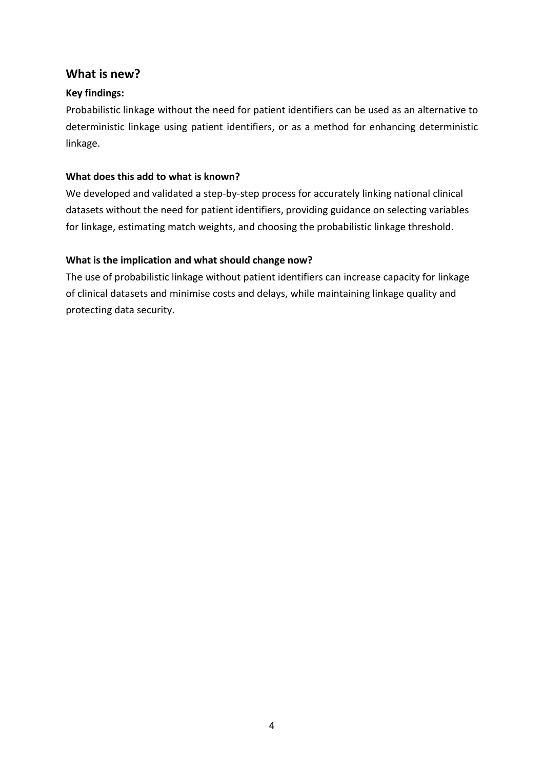## What is new?

### Key findings:

Probabilistic linkage without the need for patient identifiers can be used as an alternative to deterministic linkage using patient identifiers, or as a method for enhancing deterministic linkage.

### What does this add to what is known?

We developed and validated a step-by-step process for accurately linking national clinical datasets without the need for patient identifiers, providing guidance on selecting variables for linkage, estimating match weights, and choosing the probabilistic linkage threshold.

### What is the implication and what should change now?

The use of probabilistic linkage without patient identifiers can increase capacity for linkage of clinical datasets and minimise costs and delays, while maintaining linkage quality and protecting data security.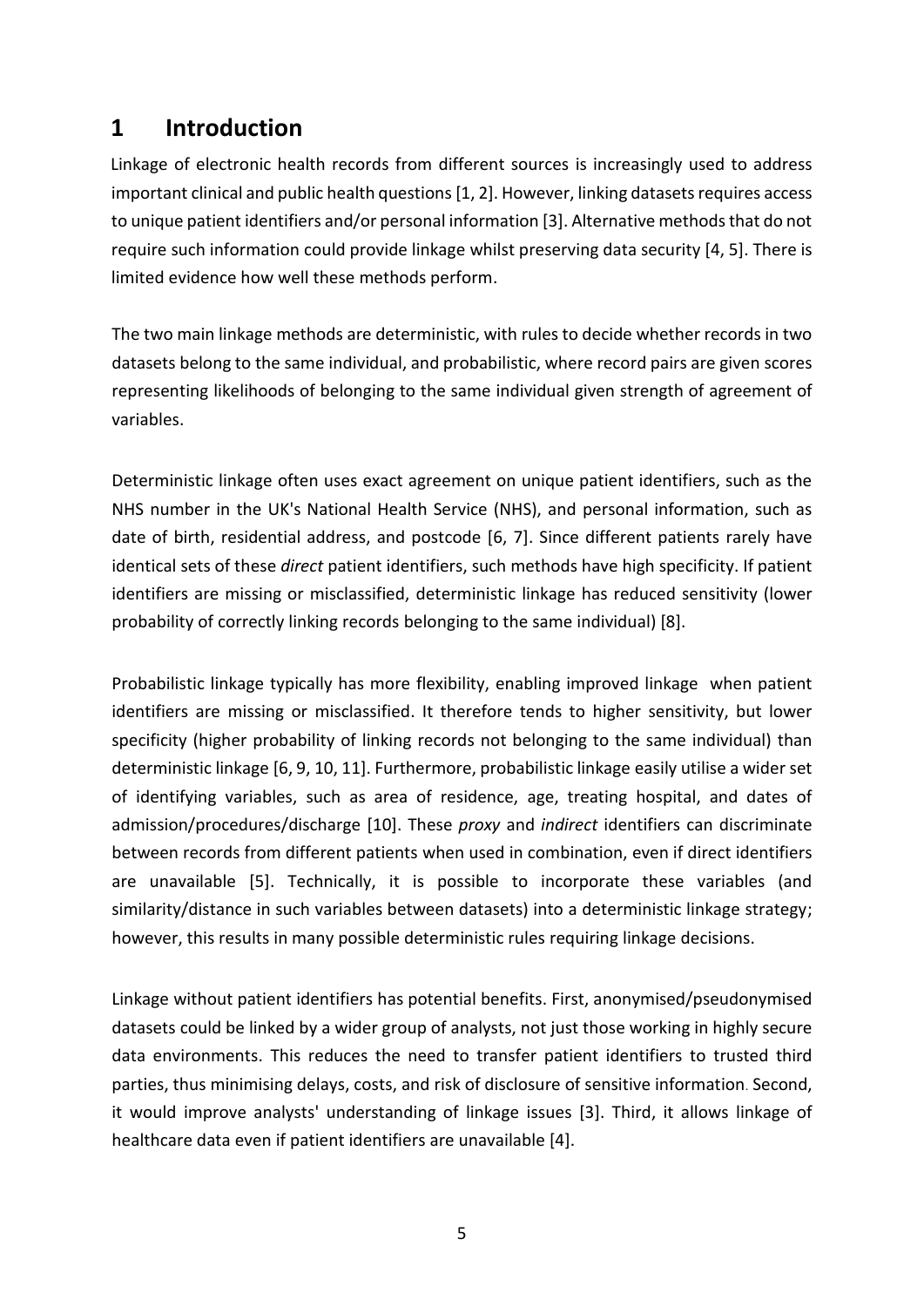# 1 Introduction

Linkage of electronic health records from different sources is increasingly used to address important clinical and public health questions [1, 2]. However, linking datasets requires access to unique patient identifiers and/or personal information [3]. Alternative methods that do not require such information could provide linkage whilst preserving data security [4, 5]. There is limited evidence how well these methods perform.

The two main linkage methods are deterministic, with rules to decide whether records in two datasets belong to the same individual, and probabilistic, where record pairs are given scores representing likelihoods of belonging to the same individual given strength of agreement of variables.

Deterministic linkage often uses exact agreement on unique patient identifiers, such as the NHS number in the UK's National Health Service (NHS), and personal information, such as date of birth, residential address, and postcode [6, 7]. Since different patients rarely have identical sets of these *direct* patient identifiers, such methods have high specificity. If patient identifiers are missing or misclassified, deterministic linkage has reduced sensitivity (lower probability of correctly linking records belonging to the same individual) [8].

Probabilistic linkage typically has more flexibility, enabling improved linkage when patient identifiers are missing or misclassified. It therefore tends to higher sensitivity, but lower specificity (higher probability of linking records not belonging to the same individual) than deterministic linkage [6, 9, 10, 11]. Furthermore, probabilistic linkage easily utilise a wider set of identifying variables, such as area of residence, age, treating hospital, and dates of admission/procedures/discharge [10]. These *proxy* and *indirect* identifiers can discriminate between records from different patients when used in combination, even if direct identifiers are unavailable [5]. Technically, it is possible to incorporate these variables (and similarity/distance in such variables between datasets) into a deterministic linkage strategy; however, this results in many possible deterministic rules requiring linkage decisions.

Linkage without patient identifiers has potential benefits. First, anonymised/pseudonymised datasets could be linked by a wider group of analysts, not just those working in highly secure data environments. This reduces the need to transfer patient identifiers to trusted third parties, thus minimising delays, costs, and risk of disclosure of sensitive information. Second, it would improve analysts' understanding of linkage issues [3]. Third, it allows linkage of healthcare data even if patient identifiers are unavailable [4].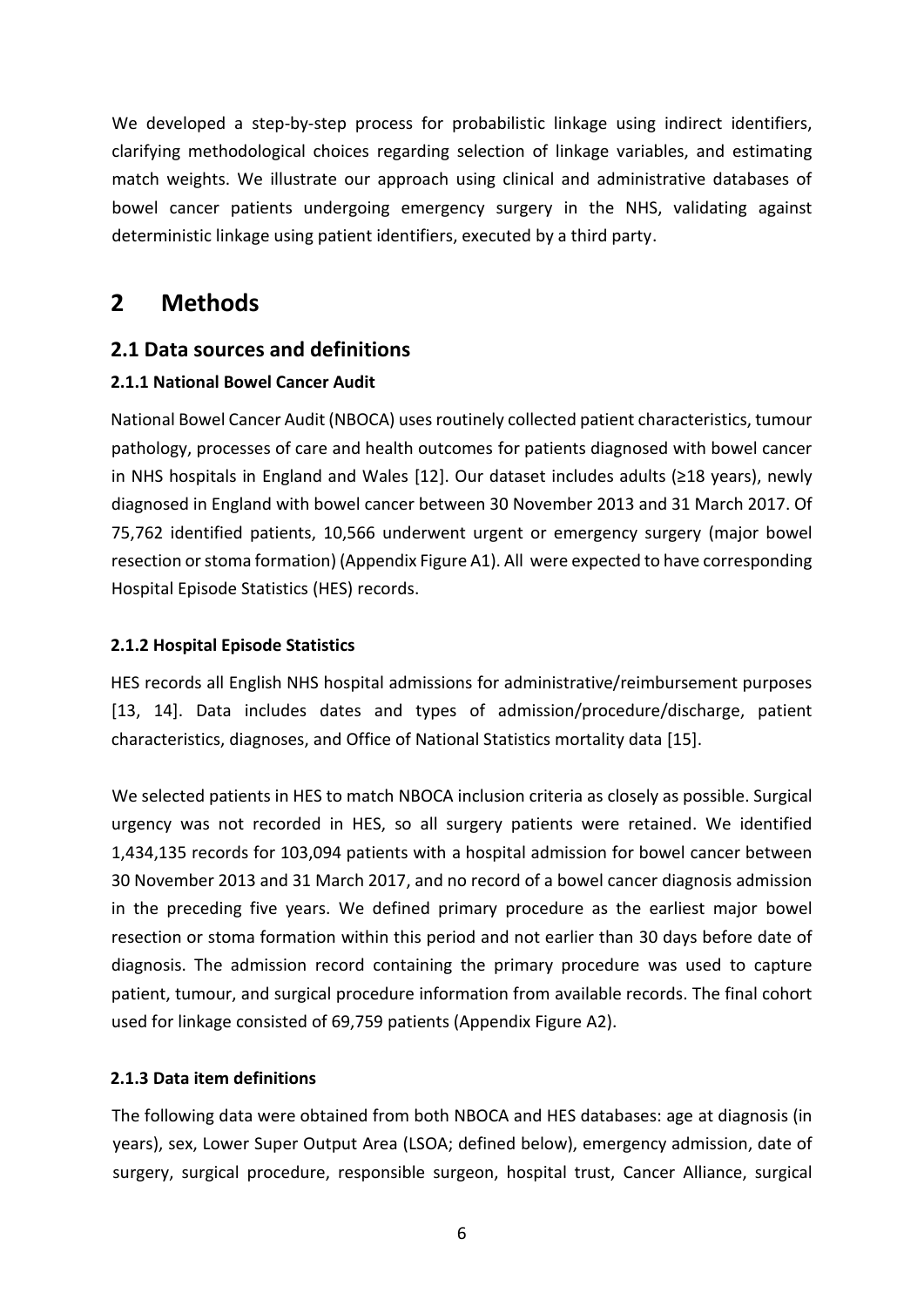We developed a step-by-step process for probabilistic linkage using indirect identifiers, clarifying methodological choices regarding selection of linkage variables, and estimating match weights. We illustrate our approach using clinical and administrative databases of bowel cancer patients undergoing emergency surgery in the NHS, validating against deterministic linkage using patient identifiers, executed by a third party.

# 2 Methods

## 2.1 Data sources and definitions

### 2.1.1 National Bowel Cancer Audit

National Bowel Cancer Audit (NBOCA) uses routinely collected patient characteristics, tumour pathology, processes of care and health outcomes for patients diagnosed with bowel cancer in NHS hospitals in England and Wales [12]. Our dataset includes adults (≥18 years), newly diagnosed in England with bowel cancer between 30 November 2013 and 31 March 2017. Of 75,762 identified patients, 10,566 underwent urgent or emergency surgery (major bowel resection or stoma formation) (Appendix Figure A1). All were expected to have corresponding Hospital Episode Statistics (HES) records.

### 2.1.2 Hospital Episode Statistics

HES records all English NHS hospital admissions for administrative/reimbursement purposes [13, 14]. Data includes dates and types of admission/procedure/discharge, patient characteristics, diagnoses, and Office of National Statistics mortality data [15].

We selected patients in HES to match NBOCA inclusion criteria as closely as possible. Surgical urgency was not recorded in HES, so all surgery patients were retained. We identified 1,434,135 records for 103,094 patients with a hospital admission for bowel cancer between 30 November 2013 and 31 March 2017, and no record of a bowel cancer diagnosis admission in the preceding five years. We defined primary procedure as the earliest major bowel resection or stoma formation within this period and not earlier than 30 days before date of diagnosis. The admission record containing the primary procedure was used to capture patient, tumour, and surgical procedure information from available records. The final cohort used for linkage consisted of 69,759 patients (Appendix Figure A2).

### 2.1.3 Data item definitions

The following data were obtained from both NBOCA and HES databases: age at diagnosis (in years), sex, Lower Super Output Area (LSOA; defined below), emergency admission, date of surgery, surgical procedure, responsible surgeon, hospital trust, Cancer Alliance, surgical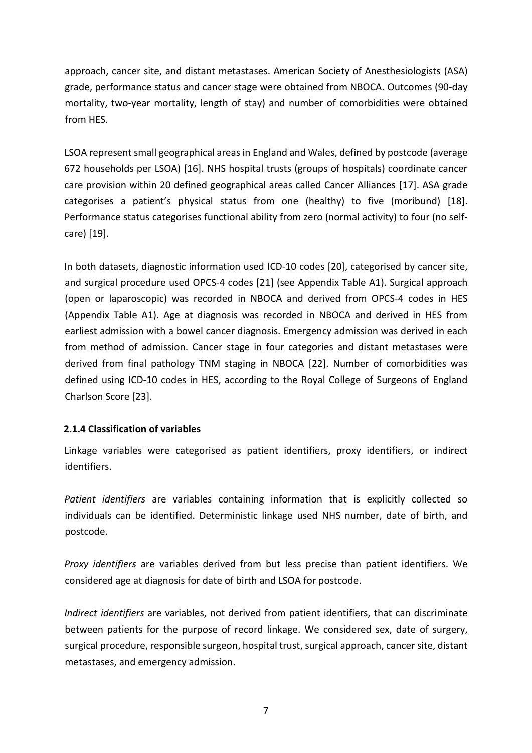approach, cancer site, and distant metastases. American Society of Anesthesiologists (ASA) grade, performance status and cancer stage were obtained from NBOCA. Outcomes (90-day mortality, two-year mortality, length of stay) and number of comorbidities were obtained from HES.

LSOA represent small geographical areas in England and Wales, defined by postcode (average 672 households per LSOA) [16]. NHS hospital trusts (groups of hospitals) coordinate cancer care provision within 20 defined geographical areas called Cancer Alliances [17]. ASA grade categorises a patient's physical status from one (healthy) to five (moribund) [18]. Performance status categorises functional ability from zero (normal activity) to four (no self-care) [19].

In both datasets, diagnostic information used ICD-10 codes [20], categorised by cancer site, and surgical procedure used OPCS-4 codes [21] (see Appendix Table A1). Surgical approach (open or laparoscopic) was recorded in NBOCA and derived from OPCS-4 codes in HES (Appendix Table A1). Age at diagnosis was recorded in NBOCA and derived in HES from earliest admission with a bowel cancer diagnosis. Emergency admission was derived in each from method of admission. Cancer stage in four categories and distant metastases were derived from final pathology TNM staging in NBOCA [22]. Number of comorbidities was defined using ICD-10 codes in HES, according to the Royal College of Surgeons of England Charlson Score [23].

### 2.1.4 Classification of variables

Linkage variables were categorised as patient identifiers, proxy identifiers, or indirect identifiers.

*Patient identifiers* are variables containing information that is explicitly collected so individuals can be identified. Deterministic linkage used NHS number, date of birth, and postcode.

*Proxy identifiers* are variables derived from but less precise than patient identifiers. We considered age at diagnosis for date of birth and LSOA for postcode.

*Indirect identifiers* are variables, not derived from patient identifiers, that can discriminate between patients for the purpose of record linkage. We considered sex, date of surgery, surgical procedure, responsible surgeon, hospital trust, surgical approach, cancer site, distant metastases, and emergency admission.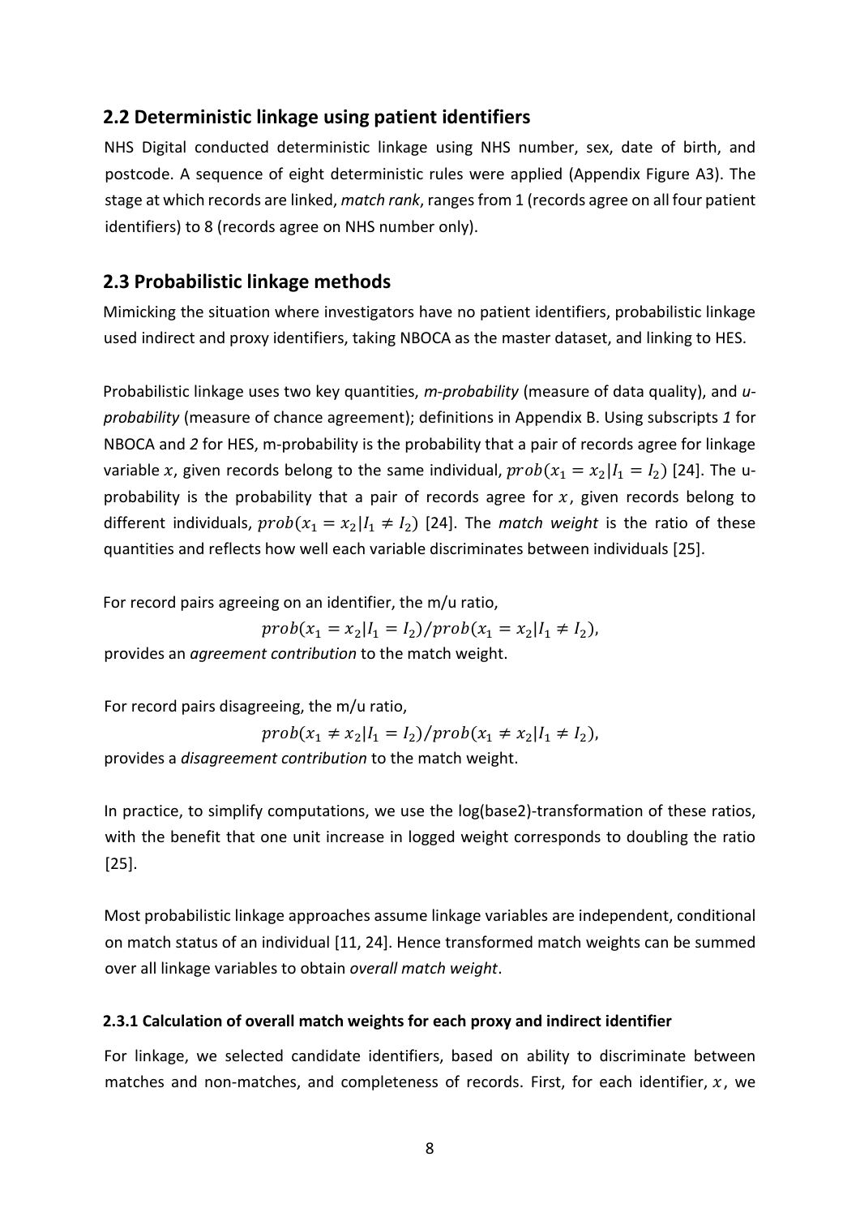## 2.2 Deterministic linkage using patient identifiers

NHS Digital conducted deterministic linkage using NHS number, sex, date of birth, and postcode. A sequence of eight deterministic rules were applied (Appendix Figure A3). The stage at which records are linked, *match rank*, ranges from 1 (records agree on all four patient identifiers) to 8 (records agree on NHS number only).

## 2.3 Probabilistic linkage methods

Mimicking the situation where investigators have no patient identifiers, probabilistic linkage used indirect and proxy identifiers, taking NBOCA as the master dataset, and linking to HES.

Probabilistic linkage uses two key quantities, *m-probability* (measure of data quality), and *u-probability* (measure of chance agreement); definitions in Appendix B. Using subscripts *1* for NBOCA and *2* for HES, m-probability is the probability that a pair of records agree for linkage variable $x$, given records belong to the same individual, $prob(x_1 = x_2|I_1 = I_2)$ [24]. The u-probability is the probability that a pair of records agree for $x$, given records belong to different individuals, $prob(x_1 = x_2|I_1 \neq I_2)$ [24]. The *match weight* is the ratio of these quantities and reflects how well each variable discriminates between individuals [25].

For record pairs agreeing on an identifier, the m/u ratio,

$$prob(x_1 = x_2|I_1 = I_2)/prob(x_1 = x_2|I_1 \neq I_2),$$

provides an *agreement contribution* to the match weight.

For record pairs disagreeing, the m/u ratio,

$$prob(x_1 \neq x_2|I_1 = I_2)/prob(x_1 \neq x_2|I_1 \neq I_2),$$

provides a *disagreement contribution* to the match weight.

In practice, to simplify computations, we use the log(base2)-transformation of these ratios, with the benefit that one unit increase in logged weight corresponds to doubling the ratio [25].

Most probabilistic linkage approaches assume linkage variables are independent, conditional on match status of an individual [11, 24]. Hence transformed match weights can be summed over all linkage variables to obtain *overall match weight*.

### 2.3.1 Calculation of overall match weights for each proxy and indirect identifier

For linkage, we selected candidate identifiers, based on ability to discriminate between matches and non-matches, and completeness of records. First, for each identifier, $x$, we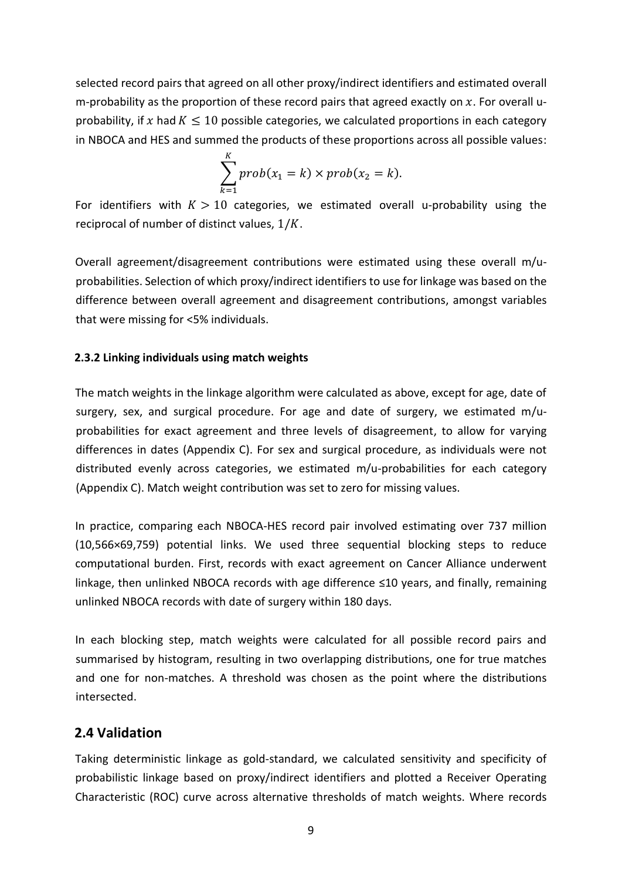selected record pairs that agreed on all other proxy/indirect identifiers and estimated overall m-probability as the proportion of these record pairs that agreed exactly on $x$. For overall u-probability, if $x$ had $K \leq 10$ possible categories, we calculated proportions in each category in NBOCA and HES and summed the products of these proportions across all possible values:

$$\sum_{k=1}^{K} prob(x_1 = k) \times prob(x_2 = k).$$

For identifiers with $K > 10$ categories, we estimated overall u-probability using the reciprocal of number of distinct values, $1/K$.

Overall agreement/disagreement contributions were estimated using these overall m/u-probabilities. Selection of which proxy/indirect identifiers to use for linkage was based on the difference between overall agreement and disagreement contributions, amongst variables that were missing for <5% individuals.

### 2.3.2 Linking individuals using match weights

The match weights in the linkage algorithm were calculated as above, except for age, date of surgery, sex, and surgical procedure. For age and date of surgery, we estimated m/u-probabilities for exact agreement and three levels of disagreement, to allow for varying differences in dates (Appendix C). For sex and surgical procedure, as individuals were not distributed evenly across categories, we estimated m/u-probabilities for each category (Appendix C). Match weight contribution was set to zero for missing values.

In practice, comparing each NBOCA-HES record pair involved estimating over 737 million (10,566×69,759) potential links. We used three sequential blocking steps to reduce computational burden. First, records with exact agreement on Cancer Alliance underwent linkage, then unlinked NBOCA records with age difference ≤10 years, and finally, remaining unlinked NBOCA records with date of surgery within 180 days.

In each blocking step, match weights were calculated for all possible record pairs and summarised by histogram, resulting in two overlapping distributions, one for true matches and one for non-matches. A threshold was chosen as the point where the distributions intersected.

## 2.4 Validation

Taking deterministic linkage as gold-standard, we calculated sensitivity and specificity of probabilistic linkage based on proxy/indirect identifiers and plotted a Receiver Operating Characteristic (ROC) curve across alternative thresholds of match weights. Where records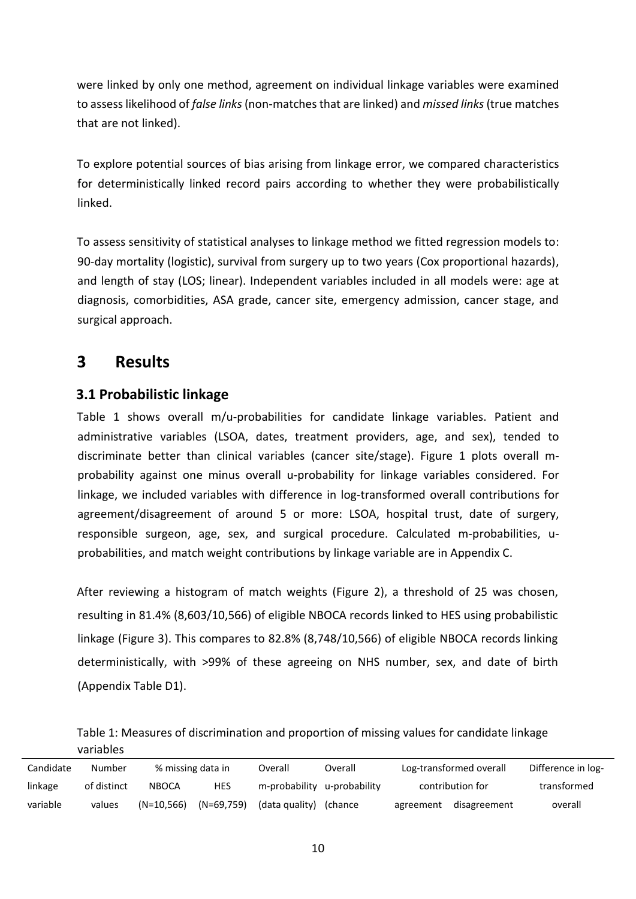were linked by only one method, agreement on individual linkage variables were examined to assess likelihood of *false links* (non-matches that are linked) and *missed links* (true matches that are not linked).

To explore potential sources of bias arising from linkage error, we compared characteristics for deterministically linked record pairs according to whether they were probabilistically linked.

To assess sensitivity of statistical analyses to linkage method we fitted regression models to: 90-day mortality (logistic), survival from surgery up to two years (Cox proportional hazards), and length of stay (LOS; linear). Independent variables included in all models were: age at diagnosis, comorbidities, ASA grade, cancer site, emergency admission, cancer stage, and surgical approach.

# 3 Results

## 3.1 Probabilistic linkage

Table 1 shows overall m/u-probabilities for candidate linkage variables. Patient and administrative variables (LSOA, dates, treatment providers, age, and sex), tended to discriminate better than clinical variables (cancer site/stage). Figure 1 plots overall m-probability against one minus overall u-probability for linkage variables considered. For linkage, we included variables with difference in log-transformed overall contributions for agreement/disagreement of around 5 or more: LSOA, hospital trust, date of surgery, responsible surgeon, age, sex, and surgical procedure. Calculated m-probabilities, u-probabilities, and match weight contributions by linkage variable are in Appendix C.

After reviewing a histogram of match weights (Figure 2), a threshold of 25 was chosen, resulting in 81.4% (8,603/10,566) of eligible NBOCA records linked to HES using probabilistic linkage (Figure 3). This compares to 82.8% (8,748/10,566) of eligible NBOCA records linking deterministically, with >99% of these agreeing on NHS number, sex, and date of birth (Appendix Table D1).

Table 1: Measures of discrimination and proportion of missing values for candidate linkage variables

| Candidate linkage variable | Number of distinct values | % missing data in NBOCA (N=10,566) | HES (N=69,759) | Overall m-probability (data quality) | Overall u-probability (chance | Log-transformed overall contribution for agreement | disagreement | Difference in log-transformed overall |
|---|---|---|---|---|---|---|---|---|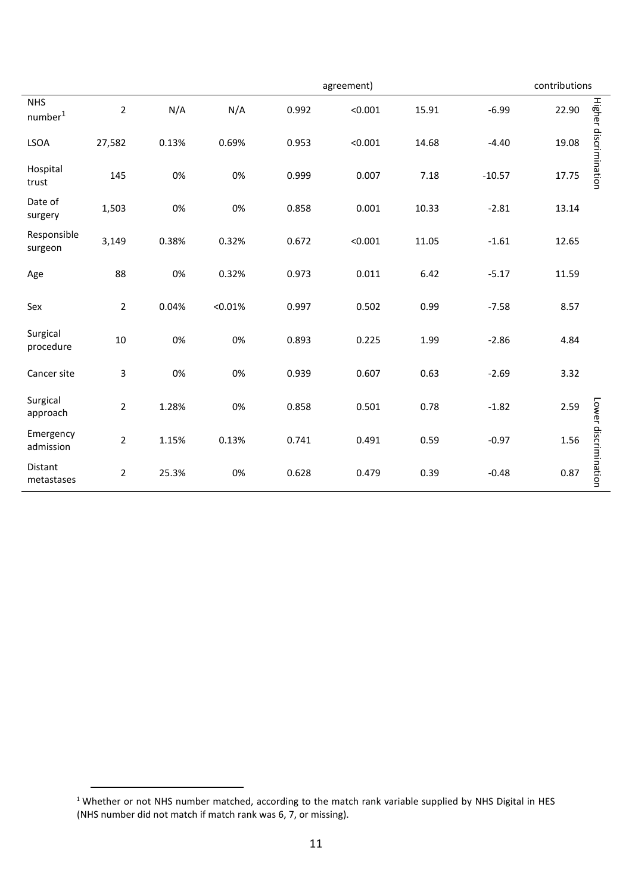| | | | | | agreement) | | | contributions | |
|---|---|---|---|---|---|---|---|---|---|
| NHS number[1] | 2 | N/A | N/A | 0.992 | <0.001 | 15.91 | -6.99 | 22.90 | Higher discrimination |
| LSOA | 27,582 | 0.13% | 0.69% | 0.953 | <0.001 | 14.68 | -4.40 | 19.08 | |
| Hospital trust | 145 | 0% | 0% | 0.999 | 0.007 | 7.18 | -10.57 | 17.75 | |
| Date of surgery | 1,503 | 0% | 0% | 0.858 | 0.001 | 10.33 | -2.81 | 13.14 | |
| Responsible surgeon | 3,149 | 0.38% | 0.32% | 0.672 | <0.001 | 11.05 | -1.61 | 12.65 | |
| Age | 88 | 0% | 0.32% | 0.973 | 0.011 | 6.42 | -5.17 | 11.59 | |
| Sex | 2 | 0.04% | <0.01% | 0.997 | 0.502 | 0.99 | -7.58 | 8.57 | |
| Surgical procedure | 10 | 0% | 0% | 0.893 | 0.225 | 1.99 | -2.86 | 4.84 | |
| Cancer site | 3 | 0% | 0% | 0.939 | 0.607 | 0.63 | -2.69 | 3.32 | |
| Surgical approach | 2 | 1.28% | 0% | 0.858 | 0.501 | 0.78 | -1.82 | 2.59 | Lower discrimination |
| Emergency admission | 2 | 1.15% | 0.13% | 0.741 | 0.491 | 0.59 | -0.97 | 1.56 | |
| Distant metastases | 2 | 25.3% | 0% | 0.628 | 0.479 | 0.39 | -0.48 | 0.87 | |

[1] Whether or not NHS number matched, according to the match rank variable supplied by NHS Digital in HES (NHS number did not match if match rank was 6, 7, or missing).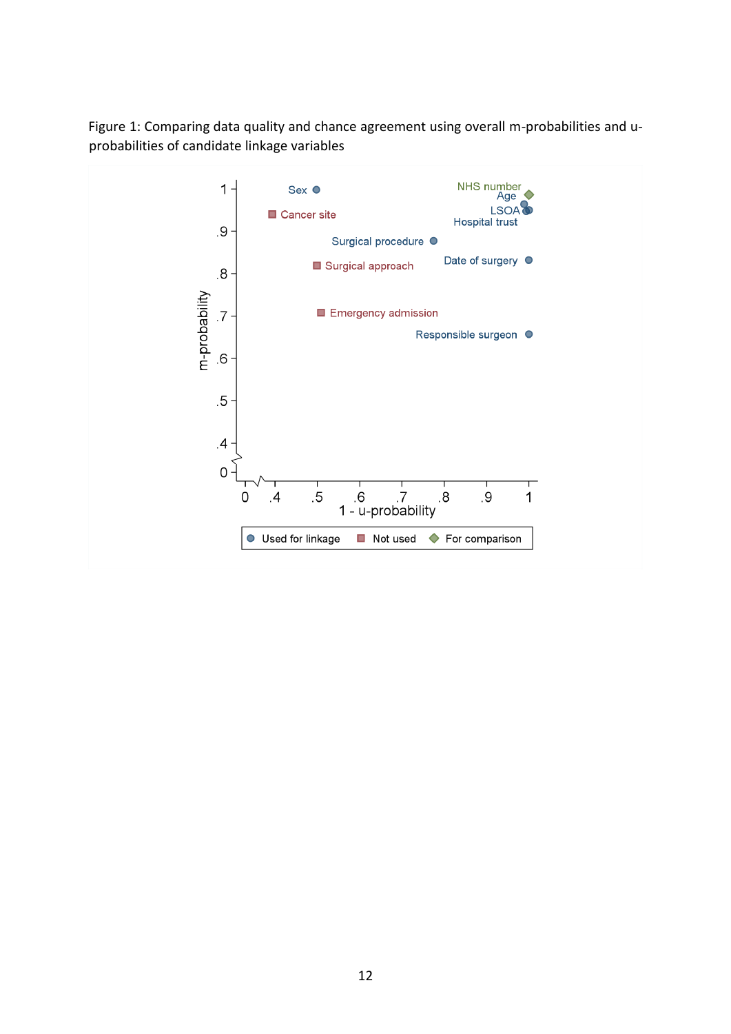Figure 1: Comparing data quality and chance agreement using overall m-probabilities and u-probabilities of candidate linkage variables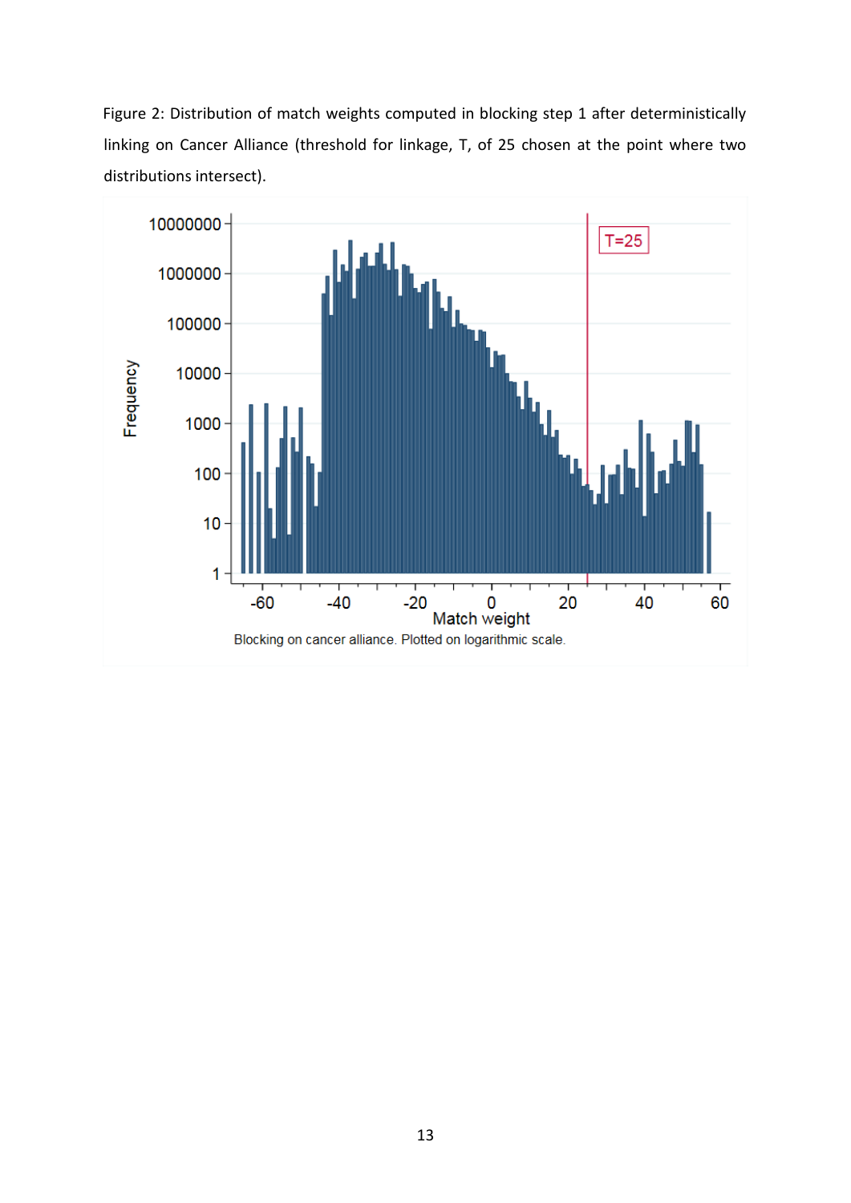Figure 2: Distribution of match weights computed in blocking step 1 after deterministically linking on Cancer Alliance (threshold for linkage, T, of 25 chosen at the point where two distributions intersect).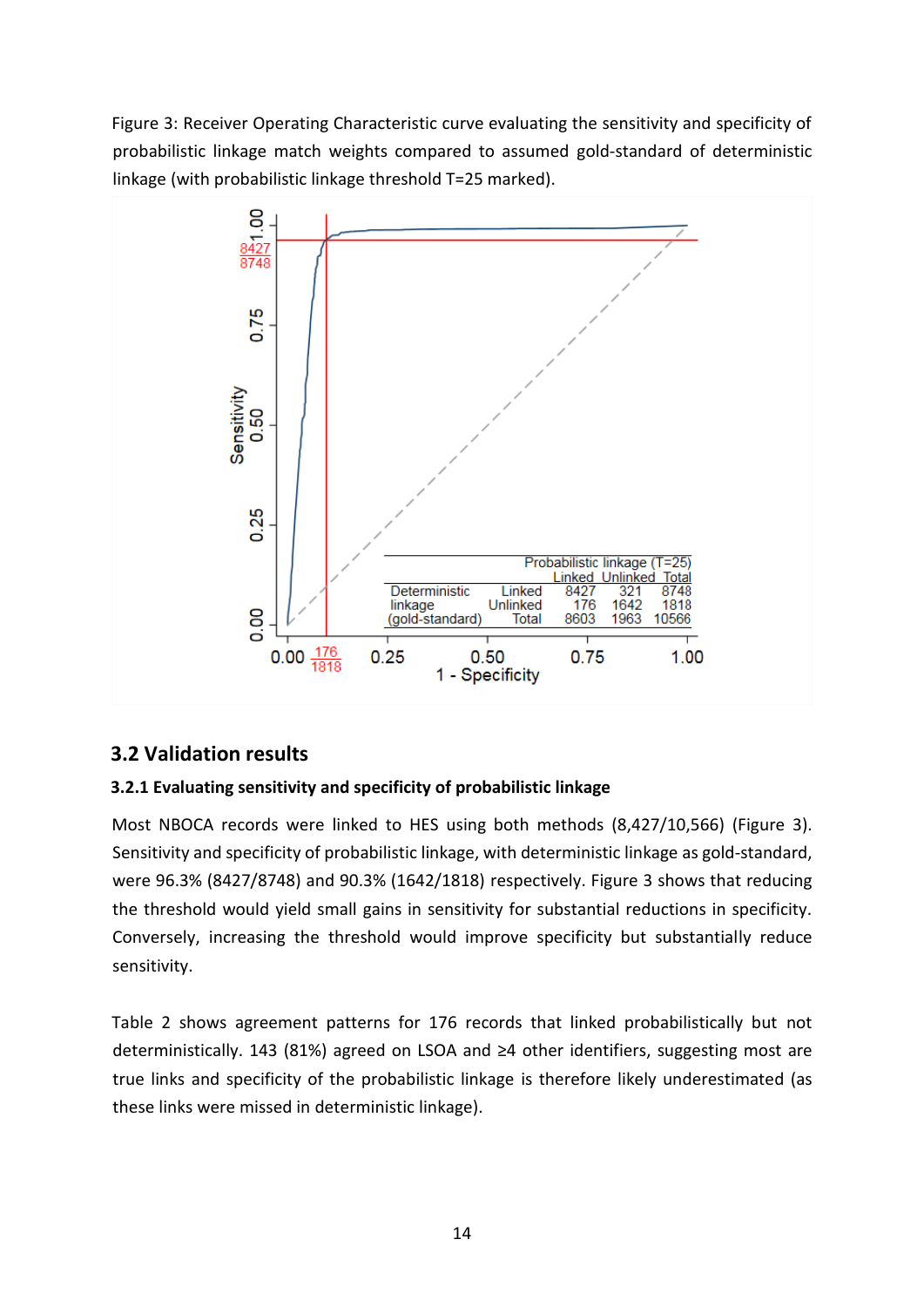Figure 3: Receiver Operating Characteristic curve evaluating the sensitivity and specificity of probabilistic linkage match weights compared to assumed gold-standard of deterministic linkage (with probabilistic linkage threshold T=25 marked).

| Deterministic linkage (gold-standard) | | Probabilistic linkage (T=25) Linked | Unlinked | Total |
|---|---|---|---|---|
| | Linked | 8427 | 321 | 8748 |
| | Unlinked | 176 | 1642 | 1818 |
| | Total | 8603 | 1963 | 10566 |

## 3.2 Validation results

### 3.2.1 Evaluating sensitivity and specificity of probabilistic linkage

Most NBOCA records were linked to HES using both methods (8,427/10,566) (Figure 3). Sensitivity and specificity of probabilistic linkage, with deterministic linkage as gold-standard, were 96.3% (8427/8748) and 90.3% (1642/1818) respectively. Figure 3 shows that reducing the threshold would yield small gains in sensitivity for substantial reductions in specificity. Conversely, increasing the threshold would improve specificity but substantially reduce sensitivity.

Table 2 shows agreement patterns for 176 records that linked probabilistically but not deterministically. 143 (81%) agreed on LSOA and ≥4 other identifiers, suggesting most are true links and specificity of the probabilistic linkage is therefore likely underestimated (as these links were missed in deterministic linkage).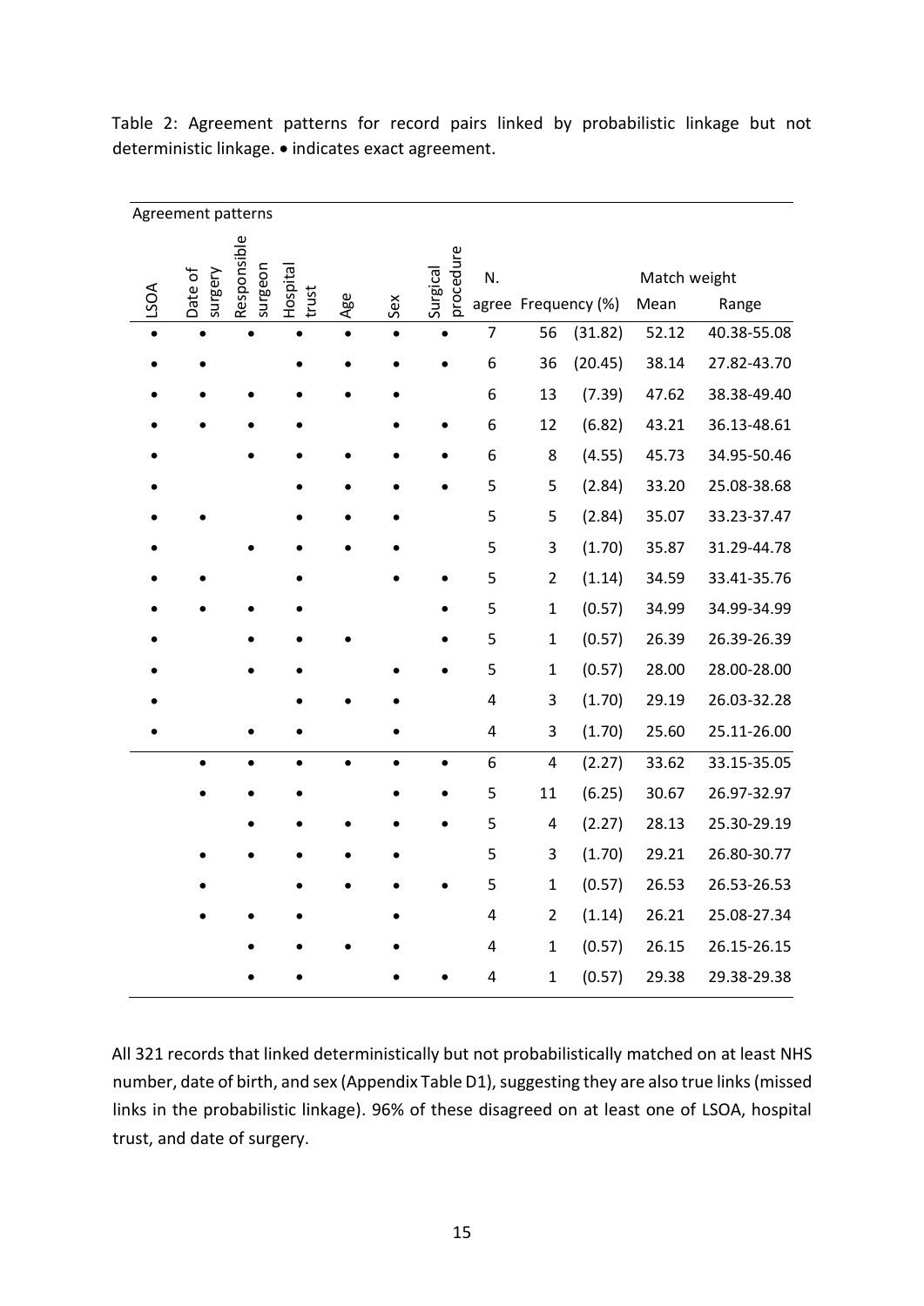Table 2: Agreement patterns for record pairs linked by probabilistic linkage but not deterministic linkage. • indicates exact agreement.

| Agreement patterns | | | | | | | | | | Match weight | |
|---|---|---|---|---|---|---|---|---|---|---|---|
| LSOA | Date of surgery | Responsible surgeon | Hospital trust | Age | Sex | Surgical procedure | N. agree | Frequency | (%) | Mean | Range |
| • | • | • | • | • | • | • | 7 | 56 | (31.82) | 52.12 | 40.38-55.08 |
| • | • | | • | • | • | • | 6 | 36 | (20.45) | 38.14 | 27.82-43.70 |
| • | • | • | • | • | • | | 6 | 13 | (7.39) | 47.62 | 38.38-49.40 |
| • | • | • | • | | • | • | 6 | 12 | (6.82) | 43.21 | 36.13-48.61 |
| • | | • | • | • | • | • | 6 | 8 | (4.55) | 45.73 | 34.95-50.46 |
| • | | | • | • | • | • | 5 | 5 | (2.84) | 33.20 | 25.08-38.68 |
| • | • | | • | • | • | | 5 | 5 | (2.84) | 35.07 | 33.23-37.47 |
| • | | • | • | • | • | | 5 | 3 | (1.70) | 35.87 | 31.29-44.78 |
| • | • | | • | | • | • | 5 | 2 | (1.14) | 34.59 | 33.41-35.76 |
| • | • | • | • | | | • | 5 | 1 | (0.57) | 34.99 | 34.99-34.99 |
| • | | • | • | • | | • | 5 | 1 | (0.57) | 26.39 | 26.39-26.39 |
| • | | • | • | | • | • | 5 | 1 | (0.57) | 28.00 | 28.00-28.00 |
| • | | | • | • | • | | 4 | 3 | (1.70) | 29.19 | 26.03-32.28 |
| • | | • | • | | • | | 4 | 3 | (1.70) | 25.60 | 25.11-26.00 |
| | • | • | • | • | • | • | 6 | 4 | (2.27) | 33.62 | 33.15-35.05 |
| | • | • | • | | • | • | 5 | 11 | (6.25) | 30.67 | 26.97-32.97 |
| | | • | • | • | • | • | 5 | 4 | (2.27) | 28.13 | 25.30-29.19 |
| | • | • | • | • | • | | 5 | 3 | (1.70) | 29.21 | 26.80-30.77 |
| | • | | • | • | • | • | 5 | 1 | (0.57) | 26.53 | 26.53-26.53 |
| | • | • | • | | • | | 4 | 2 | (1.14) | 26.21 | 25.08-27.34 |
| | | • | • | • | • | | 4 | 1 | (0.57) | 26.15 | 26.15-26.15 |
| | | • | • | | • | • | 4 | 1 | (0.57) | 29.38 | 29.38-29.38 |

All 321 records that linked deterministically but not probabilistically matched on at least NHS number, date of birth, and sex (Appendix Table D1), suggesting they are also true links (missed links in the probabilistic linkage). 96% of these disagreed on at least one of LSOA, hospital trust, and date of surgery.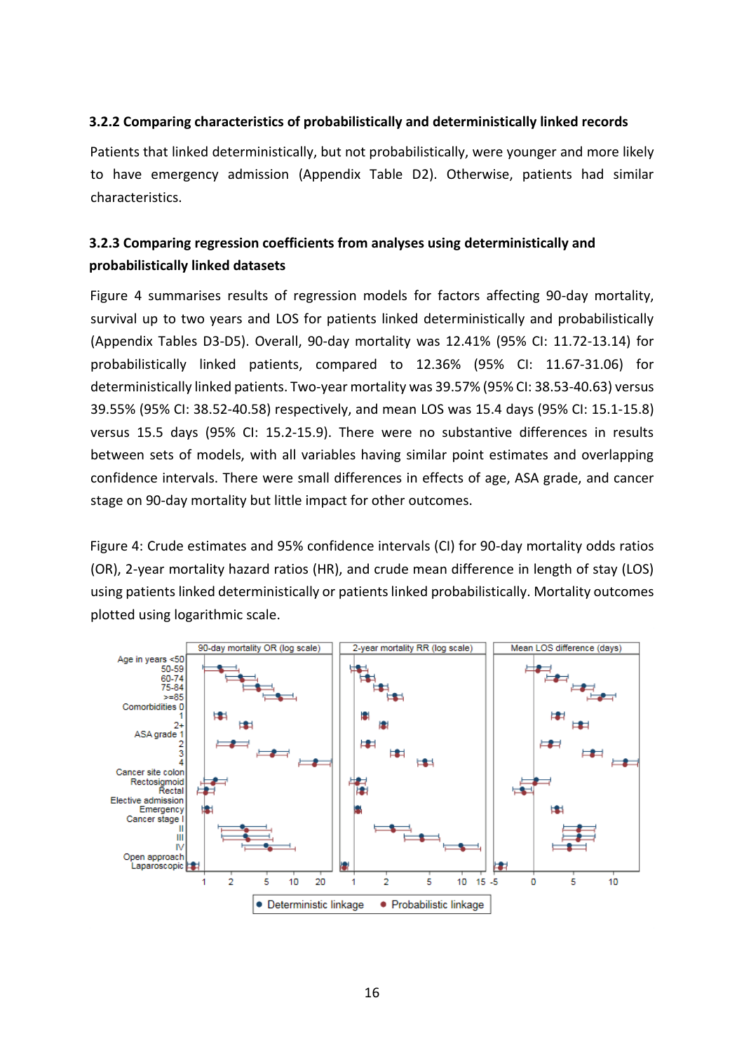### 3.2.2 Comparing characteristics of probabilistically and deterministically linked records

Patients that linked deterministically, but not probabilistically, were younger and more likely to have emergency admission (Appendix Table D2). Otherwise, patients had similar characteristics.

### 3.2.3 Comparing regression coefficients from analyses using deterministically and probabilistically linked datasets

Figure 4 summarises results of regression models for factors affecting 90-day mortality, survival up to two years and LOS for patients linked deterministically and probabilistically (Appendix Tables D3-D5). Overall, 90-day mortality was 12.41% (95% CI: 11.72-13.14) for probabilistically linked patients, compared to 12.36% (95% CI: 11.67-31.06) for deterministically linked patients. Two-year mortality was 39.57% (95% CI: 38.53-40.63) versus 39.55% (95% CI: 38.52-40.58) respectively, and mean LOS was 15.4 days (95% CI: 15.1-15.8) versus 15.5 days (95% CI: 15.2-15.9). There were no substantive differences in results between sets of models, with all variables having similar point estimates and overlapping confidence intervals. There were small differences in effects of age, ASA grade, and cancer stage on 90-day mortality but little impact for other outcomes.

Figure 4: Crude estimates and 95% confidence intervals (CI) for 90-day mortality odds ratios (OR), 2-year mortality hazard ratios (HR), and crude mean difference in length of stay (LOS) using patients linked deterministically or patients linked probabilistically. Mortality outcomes plotted using logarithmic scale.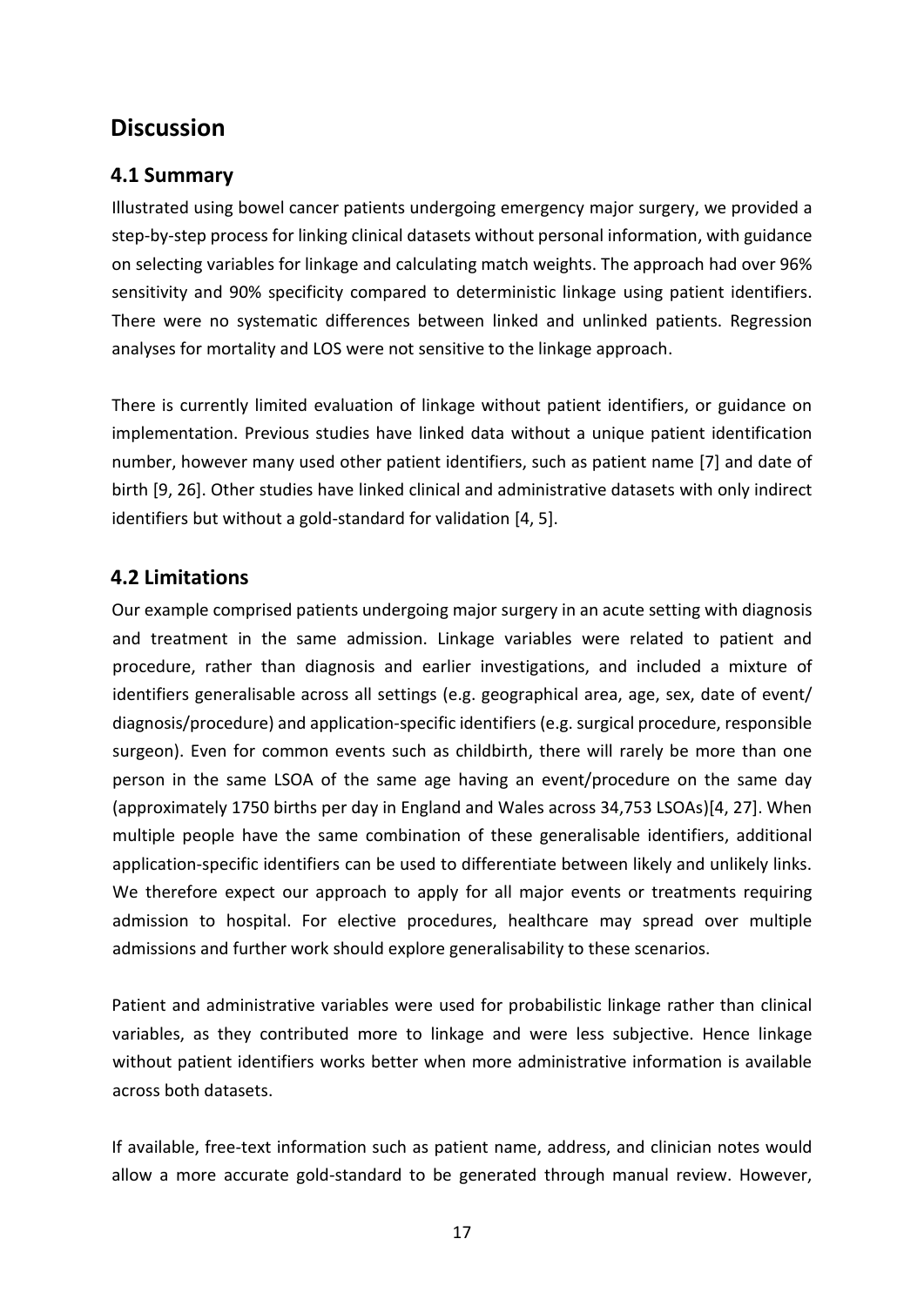# Discussion

## 4.1 Summary

Illustrated using bowel cancer patients undergoing emergency major surgery, we provided a step-by-step process for linking clinical datasets without personal information, with guidance on selecting variables for linkage and calculating match weights. The approach had over 96% sensitivity and 90% specificity compared to deterministic linkage using patient identifiers. There were no systematic differences between linked and unlinked patients. Regression analyses for mortality and LOS were not sensitive to the linkage approach.

There is currently limited evaluation of linkage without patient identifiers, or guidance on implementation. Previous studies have linked data without a unique patient identification number, however many used other patient identifiers, such as patient name [7] and date of birth [9, 26]. Other studies have linked clinical and administrative datasets with only indirect identifiers but without a gold-standard for validation [4, 5].

## 4.2 Limitations

Our example comprised patients undergoing major surgery in an acute setting with diagnosis and treatment in the same admission. Linkage variables were related to patient and procedure, rather than diagnosis and earlier investigations, and included a mixture of identifiers generalisable across all settings (e.g. geographical area, age, sex, date of event/diagnosis/procedure) and application-specific identifiers (e.g. surgical procedure, responsible surgeon). Even for common events such as childbirth, there will rarely be more than one person in the same LSOA of the same age having an event/procedure on the same day (approximately 1750 births per day in England and Wales across 34,753 LSOAs)[4, 27]. When multiple people have the same combination of these generalisable identifiers, additional application-specific identifiers can be used to differentiate between likely and unlikely links. We therefore expect our approach to apply for all major events or treatments requiring admission to hospital. For elective procedures, healthcare may spread over multiple admissions and further work should explore generalisability to these scenarios.

Patient and administrative variables were used for probabilistic linkage rather than clinical variables, as they contributed more to linkage and were less subjective. Hence linkage without patient identifiers works better when more administrative information is available across both datasets.

If available, free-text information such as patient name, address, and clinician notes would allow a more accurate gold-standard to be generated through manual review. However,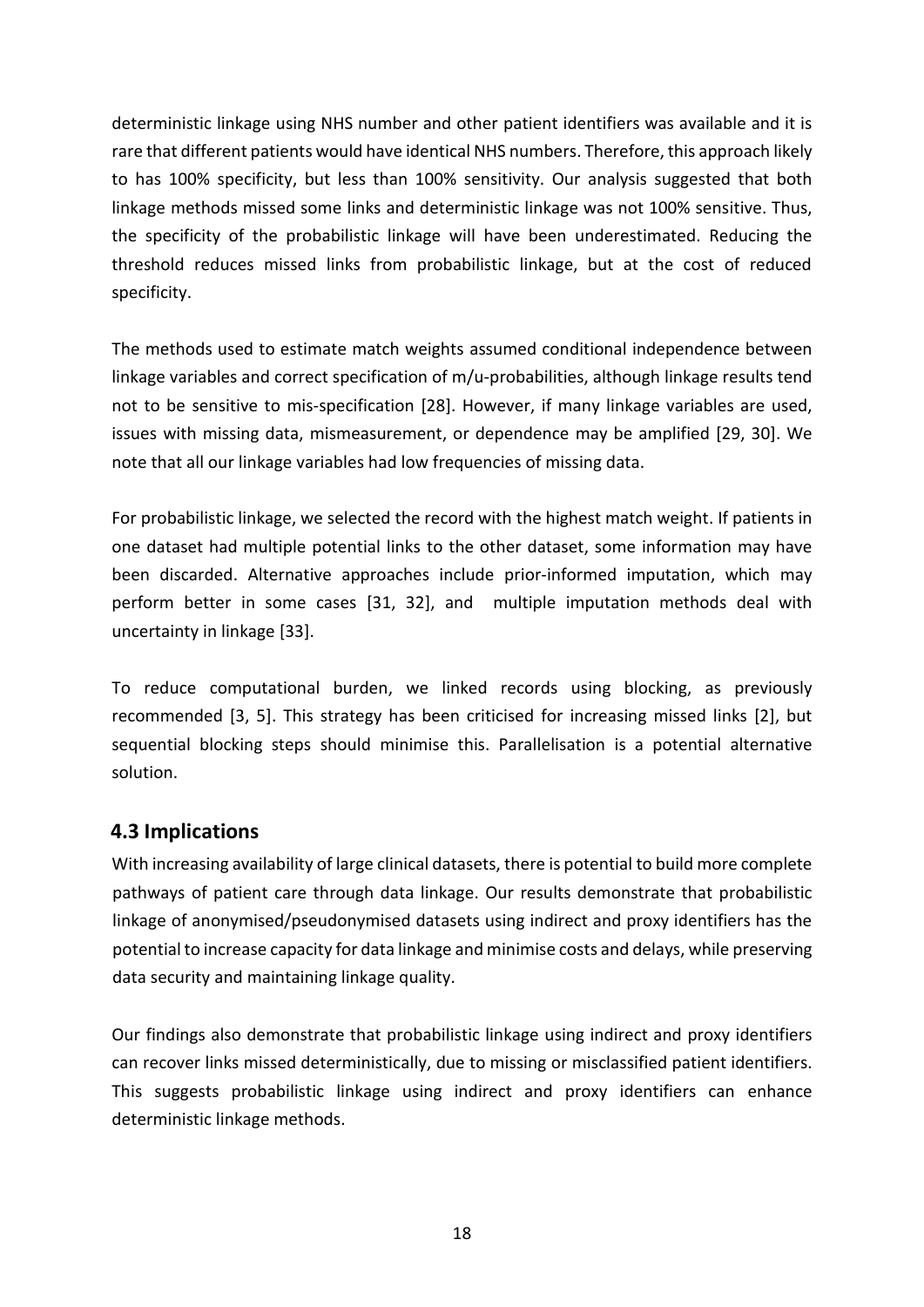deterministic linkage using NHS number and other patient identifiers was available and it is rare that different patients would have identical NHS numbers. Therefore, this approach likely to has 100% specificity, but less than 100% sensitivity. Our analysis suggested that both linkage methods missed some links and deterministic linkage was not 100% sensitive. Thus, the specificity of the probabilistic linkage will have been underestimated. Reducing the threshold reduces missed links from probabilistic linkage, but at the cost of reduced specificity.

The methods used to estimate match weights assumed conditional independence between linkage variables and correct specification of m/u-probabilities, although linkage results tend not to be sensitive to mis-specification [28]. However, if many linkage variables are used, issues with missing data, mismeasurement, or dependence may be amplified [29, 30]. We note that all our linkage variables had low frequencies of missing data.

For probabilistic linkage, we selected the record with the highest match weight. If patients in one dataset had multiple potential links to the other dataset, some information may have been discarded. Alternative approaches include prior-informed imputation, which may perform better in some cases [31, 32], and multiple imputation methods deal with uncertainty in linkage [33].

To reduce computational burden, we linked records using blocking, as previously recommended [3, 5]. This strategy has been criticised for increasing missed links [2], but sequential blocking steps should minimise this. Parallelisation is a potential alternative solution.

### 4.3 Implications

With increasing availability of large clinical datasets, there is potential to build more complete pathways of patient care through data linkage. Our results demonstrate that probabilistic linkage of anonymised/pseudonymised datasets using indirect and proxy identifiers has the potential to increase capacity for data linkage and minimise costs and delays, while preserving data security and maintaining linkage quality.

Our findings also demonstrate that probabilistic linkage using indirect and proxy identifiers can recover links missed deterministically, due to missing or misclassified patient identifiers. This suggests probabilistic linkage using indirect and proxy identifiers can enhance deterministic linkage methods.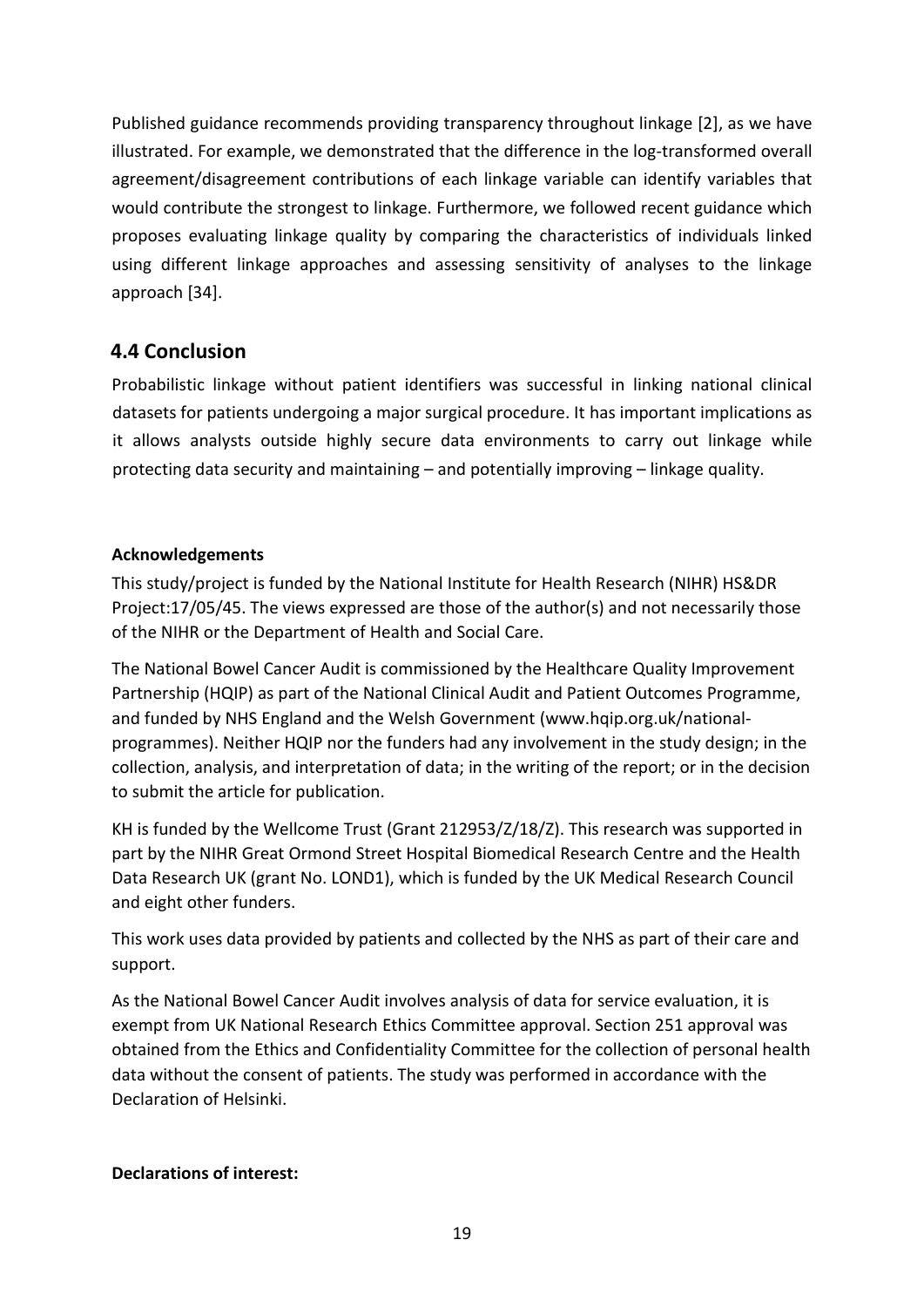Published guidance recommends providing transparency throughout linkage [2], as we have illustrated. For example, we demonstrated that the difference in the log-transformed overall agreement/disagreement contributions of each linkage variable can identify variables that would contribute the strongest to linkage. Furthermore, we followed recent guidance which proposes evaluating linkage quality by comparing the characteristics of individuals linked using different linkage approaches and assessing sensitivity of analyses to the linkage approach [34].

## 4.4 Conclusion

Probabilistic linkage without patient identifiers was successful in linking national clinical datasets for patients undergoing a major surgical procedure. It has important implications as it allows analysts outside highly secure data environments to carry out linkage while protecting data security and maintaining – and potentially improving – linkage quality.

**Acknowledgements**

This study/project is funded by the National Institute for Health Research (NIHR) HS&DR Project:17/05/45. The views expressed are those of the author(s) and not necessarily those of the NIHR or the Department of Health and Social Care.

The National Bowel Cancer Audit is commissioned by the Healthcare Quality Improvement Partnership (HQIP) as part of the National Clinical Audit and Patient Outcomes Programme, and funded by NHS England and the Welsh Government (www.hqip.org.uk/national-programmes). Neither HQIP nor the funders had any involvement in the study design; in the collection, analysis, and interpretation of data; in the writing of the report; or in the decision to submit the article for publication.

KH is funded by the Wellcome Trust (Grant 212953/Z/18/Z). This research was supported in part by the NIHR Great Ormond Street Hospital Biomedical Research Centre and the Health Data Research UK (grant No. LOND1), which is funded by the UK Medical Research Council and eight other funders.

This work uses data provided by patients and collected by the NHS as part of their care and support.

As the National Bowel Cancer Audit involves analysis of data for service evaluation, it is exempt from UK National Research Ethics Committee approval. Section 251 approval was obtained from the Ethics and Confidentiality Committee for the collection of personal health data without the consent of patients. The study was performed in accordance with the Declaration of Helsinki.

**Declarations of interest:**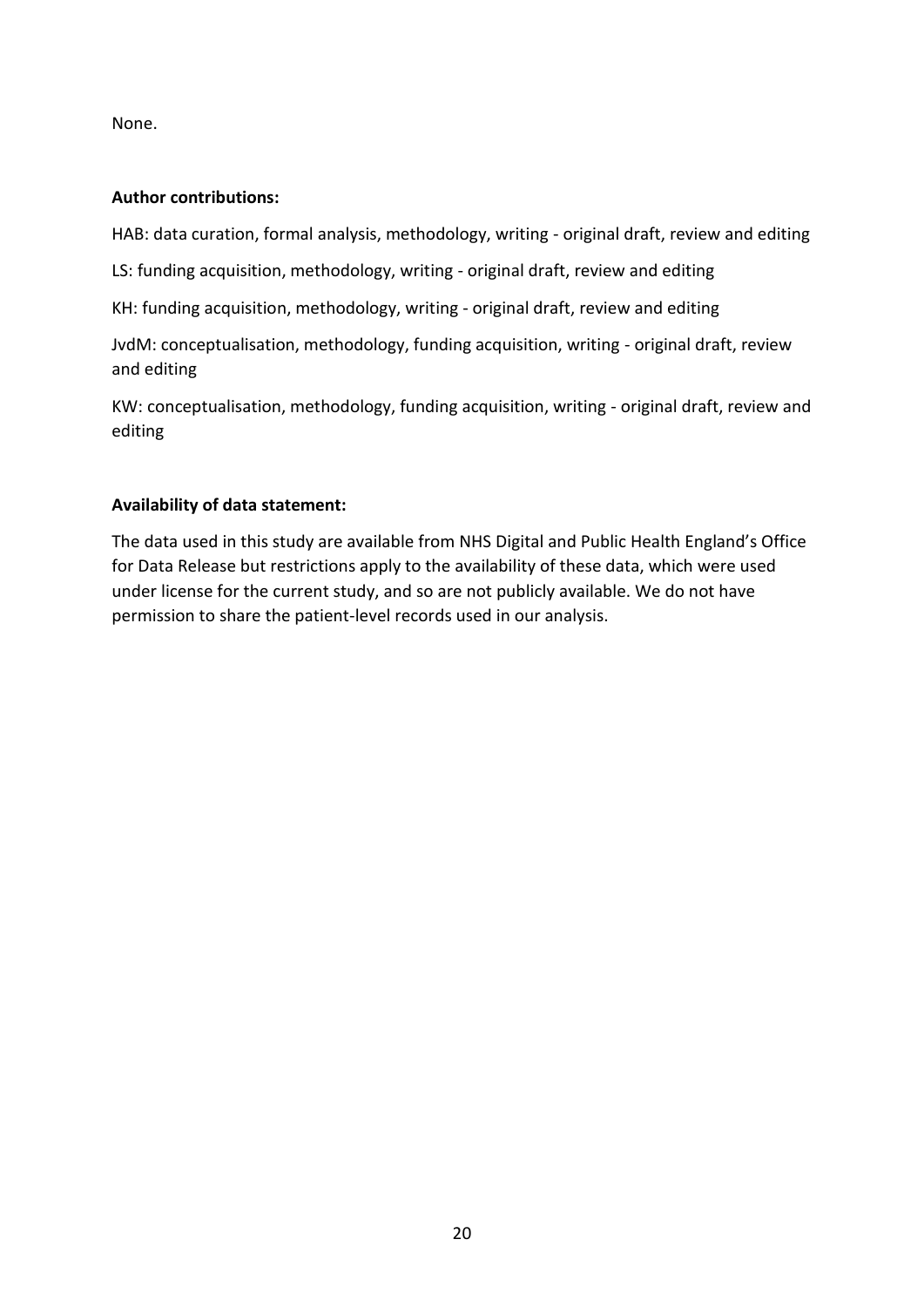None.

**Author contributions:**

HAB: data curation, formal analysis, methodology, writing - original draft, review and editing

LS: funding acquisition, methodology, writing - original draft, review and editing

KH: funding acquisition, methodology, writing - original draft, review and editing

JvdM: conceptualisation, methodology, funding acquisition, writing - original draft, review and editing

KW: conceptualisation, methodology, funding acquisition, writing - original draft, review and editing

**Availability of data statement:**

The data used in this study are available from NHS Digital and Public Health England's Office for Data Release but restrictions apply to the availability of these data, which were used under license for the current study, and so are not publicly available. We do not have permission to share the patient-level records used in our analysis.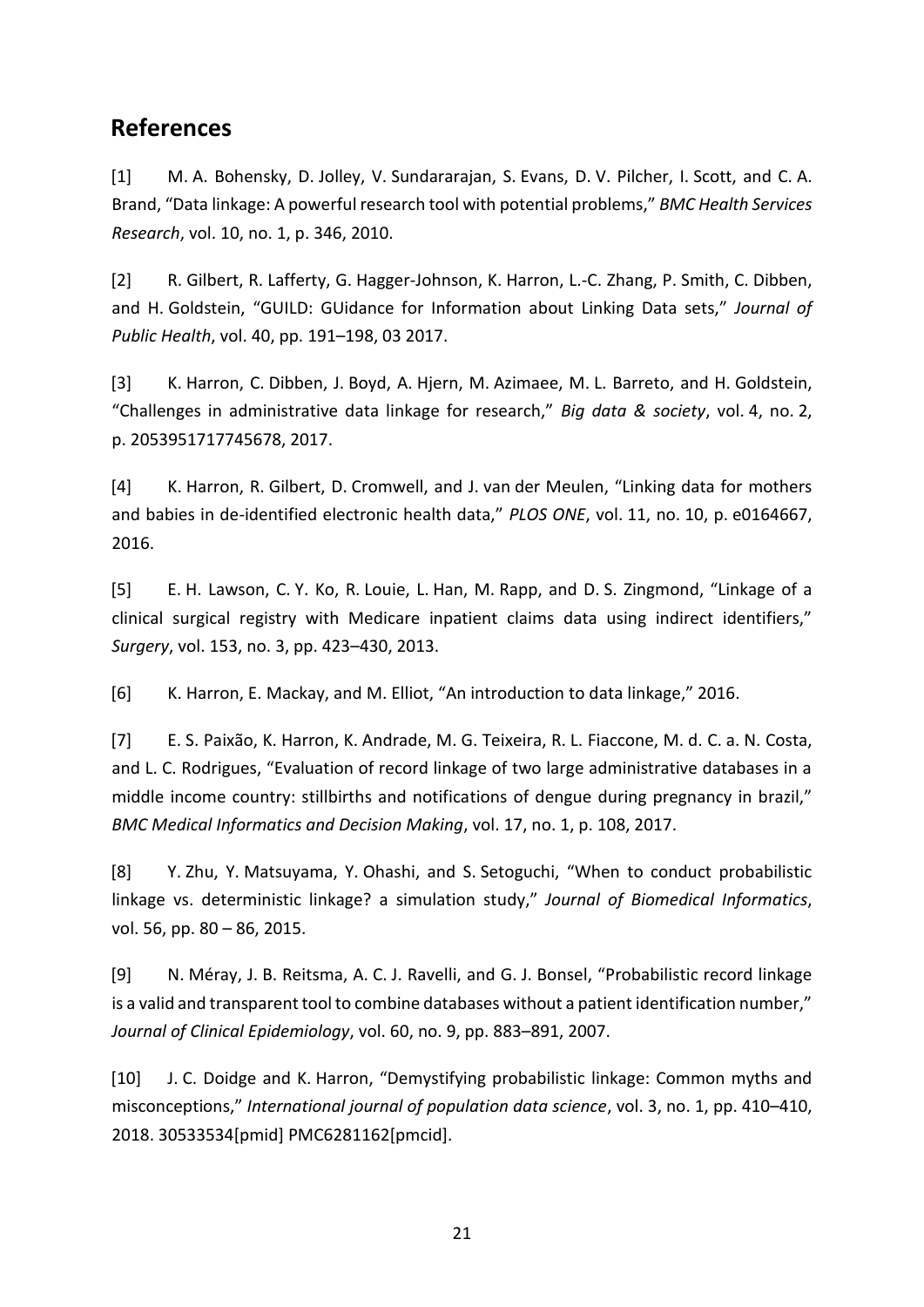## References

[1] M. A. Bohensky, D. Jolley, V. Sundararajan, S. Evans, D. V. Pilcher, I. Scott, and C. A. Brand, "Data linkage: A powerful research tool with potential problems," *BMC Health Services Research*, vol. 10, no. 1, p. 346, 2010.

[2] R. Gilbert, R. Lafferty, G. Hagger-Johnson, K. Harron, L.-C. Zhang, P. Smith, C. Dibben, and H. Goldstein, "GUILD: GUidance for Information about Linking Data sets," *Journal of Public Health*, vol. 40, pp. 191–198, 03 2017.

[3] K. Harron, C. Dibben, J. Boyd, A. Hjern, M. Azimaee, M. L. Barreto, and H. Goldstein, "Challenges in administrative data linkage for research," *Big data & society*, vol. 4, no. 2, p. 2053951717745678, 2017.

[4] K. Harron, R. Gilbert, D. Cromwell, and J. van der Meulen, "Linking data for mothers and babies in de-identified electronic health data," *PLOS ONE*, vol. 11, no. 10, p. e0164667, 2016.

[5] E. H. Lawson, C. Y. Ko, R. Louie, L. Han, M. Rapp, and D. S. Zingmond, "Linkage of a clinical surgical registry with Medicare inpatient claims data using indirect identifiers," *Surgery*, vol. 153, no. 3, pp. 423–430, 2013.

[6] K. Harron, E. Mackay, and M. Elliot, "An introduction to data linkage," 2016.

[7] E. S. Paixão, K. Harron, K. Andrade, M. G. Teixeira, R. L. Fiaccone, M. d. C. a. N. Costa, and L. C. Rodrigues, "Evaluation of record linkage of two large administrative databases in a middle income country: stillbirths and notifications of dengue during pregnancy in brazil," *BMC Medical Informatics and Decision Making*, vol. 17, no. 1, p. 108, 2017.

[8] Y. Zhu, Y. Matsuyama, Y. Ohashi, and S. Setoguchi, "When to conduct probabilistic linkage vs. deterministic linkage? a simulation study," *Journal of Biomedical Informatics*, vol. 56, pp. 80 – 86, 2015.

[9] N. Méray, J. B. Reitsma, A. C. J. Ravelli, and G. J. Bonsel, "Probabilistic record linkage is a valid and transparent tool to combine databases without a patient identification number," *Journal of Clinical Epidemiology*, vol. 60, no. 9, pp. 883–891, 2007.

[10] J. C. Doidge and K. Harron, "Demystifying probabilistic linkage: Common myths and misconceptions," *International journal of population data science*, vol. 3, no. 1, pp. 410–410, 2018. 30533534[pmid] PMC6281162[pmcid].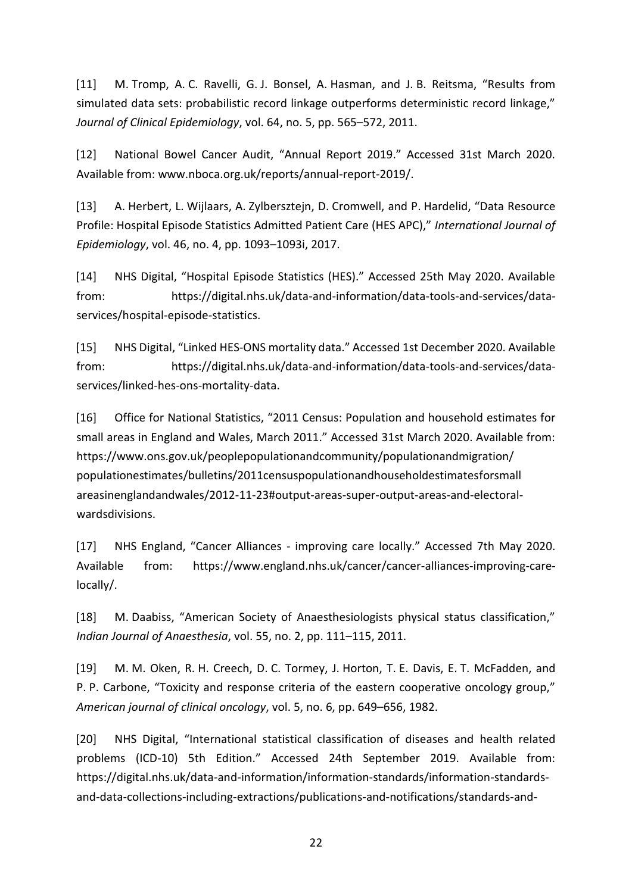[11] M. Tromp, A. C. Ravelli, G. J. Bonsel, A. Hasman, and J. B. Reitsma, "Results from simulated data sets: probabilistic record linkage outperforms deterministic record linkage," *Journal of Clinical Epidemiology*, vol. 64, no. 5, pp. 565–572, 2011.

[12] National Bowel Cancer Audit, "Annual Report 2019." Accessed 31st March 2020. Available from: www.nboca.org.uk/reports/annual-report-2019/.

[13] A. Herbert, L. Wijlaars, A. Zylbersztejn, D. Cromwell, and P. Hardelid, "Data Resource Profile: Hospital Episode Statistics Admitted Patient Care (HES APC)," *International Journal of Epidemiology*, vol. 46, no. 4, pp. 1093–1093i, 2017.

[14] NHS Digital, "Hospital Episode Statistics (HES)." Accessed 25th May 2020. Available from: https://digital.nhs.uk/data-and-information/data-tools-and-services/data-services/hospital-episode-statistics.

[15] NHS Digital, "Linked HES-ONS mortality data." Accessed 1st December 2020. Available from: https://digital.nhs.uk/data-and-information/data-tools-and-services/data-services/linked-hes-ons-mortality-data.

[16] Office for National Statistics, "2011 Census: Population and household estimates for small areas in England and Wales, March 2011." Accessed 31st March 2020. Available from: https://www.ons.gov.uk/peoplepopulationandcommunity/populationandmigration/populationestimates/bulletins/2011censuspopulationandhouseholdestimatesforsmallareasinenglandandwales/2012-11-23#output-areas-super-output-areas-and-electoral-wardsdivisions.

[17] NHS England, "Cancer Alliances - improving care locally." Accessed 7th May 2020. Available from: https://www.england.nhs.uk/cancer/cancer-alliances-improving-care-locally/.

[18] M. Daabiss, "American Society of Anaesthesiologists physical status classification," *Indian Journal of Anaesthesia*, vol. 55, no. 2, pp. 111–115, 2011.

[19] M. M. Oken, R. H. Creech, D. C. Tormey, J. Horton, T. E. Davis, E. T. McFadden, and P. P. Carbone, "Toxicity and response criteria of the eastern cooperative oncology group," *American journal of clinical oncology*, vol. 5, no. 6, pp. 649–656, 1982.

[20] NHS Digital, "International statistical classification of diseases and health related problems (ICD-10) 5th Edition." Accessed 24th September 2019. Available from: https://digital.nhs.uk/data-and-information/information-standards/information-standards-and-data-collections-including-extractions/publications-and-notifications/standards-and-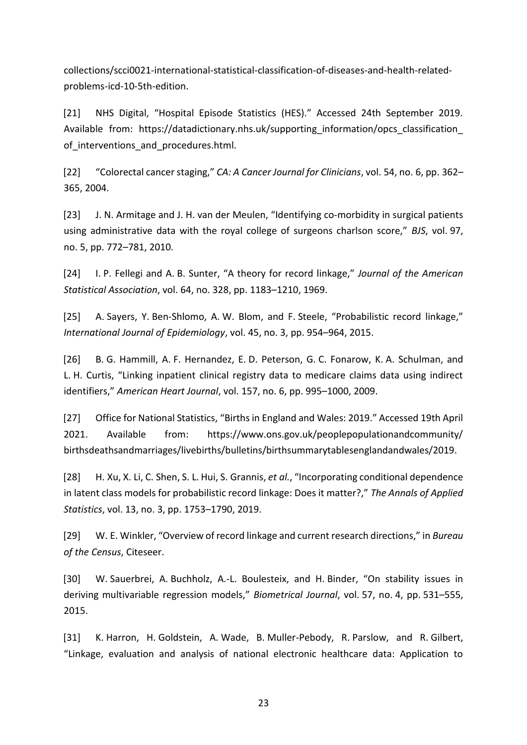collections/scci0021-international-statistical-classification-of-diseases-and-health-related-problems-icd-10-5th-edition.

[21] NHS Digital, "Hospital Episode Statistics (HES)." Accessed 24th September 2019. Available from: https://datadictionary.nhs.uk/supporting_information/opcs_classification_of_interventions_and_procedures.html.

[22] "Colorectal cancer staging," *CA: A Cancer Journal for Clinicians*, vol. 54, no. 6, pp. 362–365, 2004.

[23] J. N. Armitage and J. H. van der Meulen, "Identifying co-morbidity in surgical patients using administrative data with the royal college of surgeons charlson score," *BJS*, vol. 97, no. 5, pp. 772–781, 2010.

[24] I. P. Fellegi and A. B. Sunter, "A theory for record linkage," *Journal of the American Statistical Association*, vol. 64, no. 328, pp. 1183–1210, 1969.

[25] A. Sayers, Y. Ben-Shlomo, A. W. Blom, and F. Steele, "Probabilistic record linkage," *International Journal of Epidemiology*, vol. 45, no. 3, pp. 954–964, 2015.

[26] B. G. Hammill, A. F. Hernandez, E. D. Peterson, G. C. Fonarow, K. A. Schulman, and L. H. Curtis, "Linking inpatient clinical registry data to medicare claims data using indirect identifiers," *American Heart Journal*, vol. 157, no. 6, pp. 995–1000, 2009.

[27] Office for National Statistics, "Births in England and Wales: 2019." Accessed 19th April 2021. Available from: https://www.ons.gov.uk/peoplepopulationandcommunity/birthsdeathsandmarriages/livebirths/bulletins/birthsummarytablesenglandandwales/2019.

[28] H. Xu, X. Li, C. Shen, S. L. Hui, S. Grannis, *et al.*, "Incorporating conditional dependence in latent class models for probabilistic record linkage: Does it matter?," *The Annals of Applied Statistics*, vol. 13, no. 3, pp. 1753–1790, 2019.

[29] W. E. Winkler, "Overview of record linkage and current research directions," in *Bureau of the Census*, Citeseer.

[30] W. Sauerbrei, A. Buchholz, A.-L. Boulesteix, and H. Binder, "On stability issues in deriving multivariable regression models," *Biometrical Journal*, vol. 57, no. 4, pp. 531–555, 2015.

[31] K. Harron, H. Goldstein, A. Wade, B. Muller-Pebody, R. Parslow, and R. Gilbert, "Linkage, evaluation and analysis of national electronic healthcare data: Application to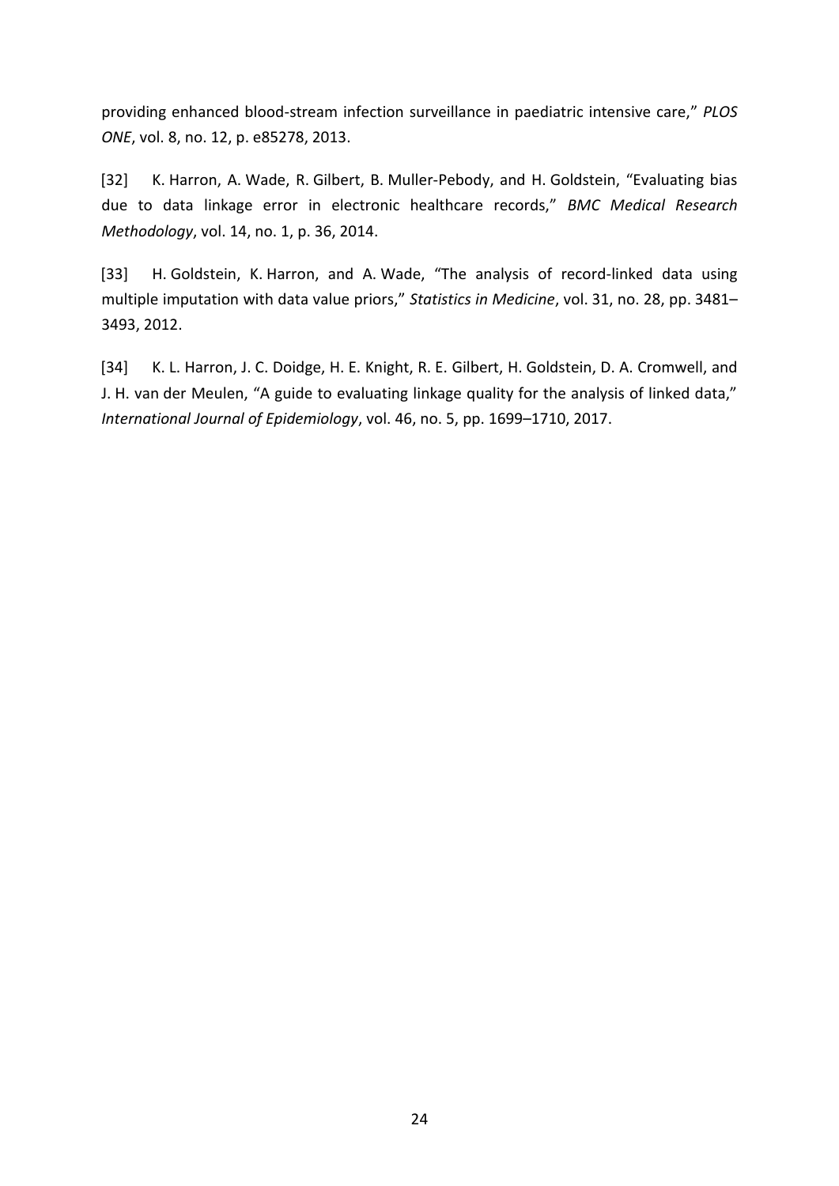providing enhanced blood-stream infection surveillance in paediatric intensive care," *PLOS ONE*, vol. 8, no. 12, p. e85278, 2013.

[32] K. Harron, A. Wade, R. Gilbert, B. Muller-Pebody, and H. Goldstein, "Evaluating bias due to data linkage error in electronic healthcare records," *BMC Medical Research Methodology*, vol. 14, no. 1, p. 36, 2014.

[33] H. Goldstein, K. Harron, and A. Wade, "The analysis of record-linked data using multiple imputation with data value priors," *Statistics in Medicine*, vol. 31, no. 28, pp. 3481–3493, 2012.

[34] K. L. Harron, J. C. Doidge, H. E. Knight, R. E. Gilbert, H. Goldstein, D. A. Cromwell, and J. H. van der Meulen, "A guide to evaluating linkage quality for the analysis of linked data," *International Journal of Epidemiology*, vol. 46, no. 5, pp. 1699–1710, 2017.